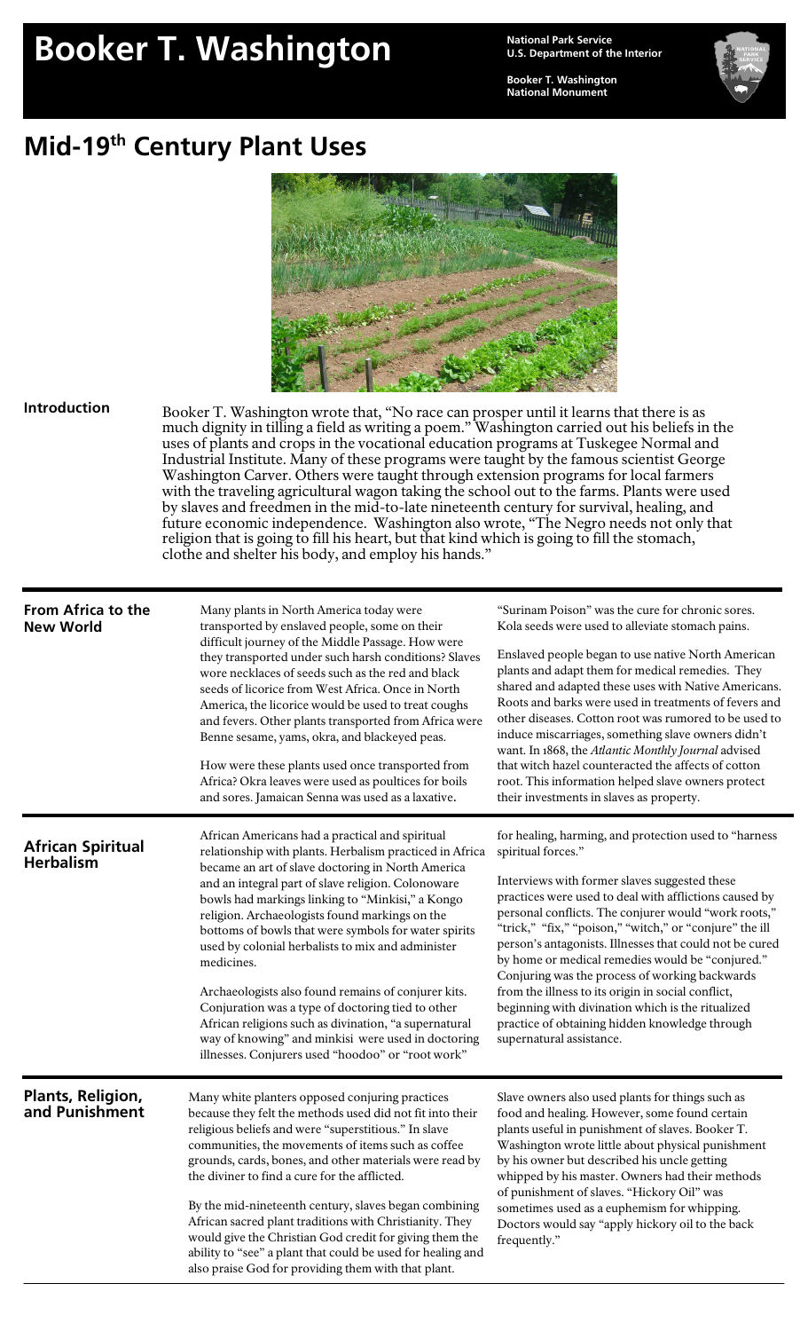# Booker T. Washington

**National Park Service**
**U.S. Department of the Interior**

**Booker T. Washington National Monument**

## Mid-19th Century Plant Uses

### Introduction

Booker T. Washington wrote that, "No race can prosper until it learns that there is as much dignity in tilling a field as writing a poem." Washington carried out his beliefs in the uses of plants and crops in the vocational education programs at Tuskegee Normal and Industrial Institute. Many of these programs were taught by the famous scientist George Washington Carver. Others were taught through extension programs for local farmers with the traveling agricultural wagon taking the school out to the farms. Plants were used by slaves and freedmen in the mid-to-late nineteenth century for survival, healing, and future economic independence. Washington also wrote, "The Negro needs not only that religion that is going to fill his heart, but that kind which is going to fill the stomach, clothe and shelter his body, and employ his hands."

### From Africa to the New World

Many plants in North America today were transported by enslaved people, some on their difficult journey of the Middle Passage. How were they transported under such harsh conditions? Slaves wore necklaces of seeds such as the red and black seeds of licorice from West Africa. Once in North America, the licorice would be used to treat coughs and fevers. Other plants transported from Africa were Benne sesame, yams, okra, and blackeyed peas.

How were these plants used once transported from Africa? Okra leaves were used as poultices for boils and sores. Jamaican Senna was used as a laxative. "Surinam Poison" was the cure for chronic sores. Kola seeds were used to alleviate stomach pains.

Enslaved people began to use native North American plants and adapt them for medical remedies. They shared and adapted these uses with Native Americans. Roots and barks were used in treatments of fevers and other diseases. Cotton root was rumored to be used to induce miscarriages, something slave owners didn't want. In 1868, the *Atlantic Monthly Journal* advised that witch hazel counteracted the affects of cotton root. This information helped slave owners protect their investments in slaves as property.

### African Spiritual Herbalism

African Americans had a practical and spiritual relationship with plants. Herbalism practiced in Africa became an art of slave doctoring in North America and an integral part of slave religion. Colonoware bowls had markings linking to "Minkisi," a Kongo religion. Archaeologists found markings on the bottoms of bowls that were symbols for water spirits used by colonial herbalists to mix and administer medicines.

Archaeologists also found remains of conjurer kits. Conjuration was a type of doctoring tied to other African religions such as divination, "a supernatural way of knowing" and minkisi were used in doctoring illnesses. Conjurers used "hoodoo" or "root work" for healing, harming, and protection used to "harness spiritual forces."

Interviews with former slaves suggested these practices were used to deal with afflictions caused by personal conflicts. The conjurer would "work roots," "trick," "fix," "poison," "witch," or "conjure" the ill person's antagonists. Illnesses that could not be cured by home or medical remedies would be "conjured." Conjuring was the process of working backwards from the illness to its origin in social conflict, beginning with divination which is the ritualized practice of obtaining hidden knowledge through supernatural assistance.

### Plants, Religion, and Punishment

Many white planters opposed conjuring practices because they felt the methods used did not fit into their religious beliefs and were "superstitious." In slave communities, the movements of items such as coffee grounds, cards, bones, and other materials were read by the diviner to find a cure for the afflicted.

By the mid-nineteenth century, slaves began combining African sacred plant traditions with Christianity. They would give the Christian God credit for giving them the ability to "see" a plant that could be used for healing and also praise God for providing them with that plant.

Slave owners also used plants for things such as food and healing. However, some found certain plants useful in punishment of slaves. Booker T. Washington wrote little about physical punishment by his owner but described his uncle getting whipped by his master. Owners had their methods of punishment of slaves. "Hickory Oil" was sometimes used as a euphemism for whipping. Doctors would say "apply hickory oil to the back frequently."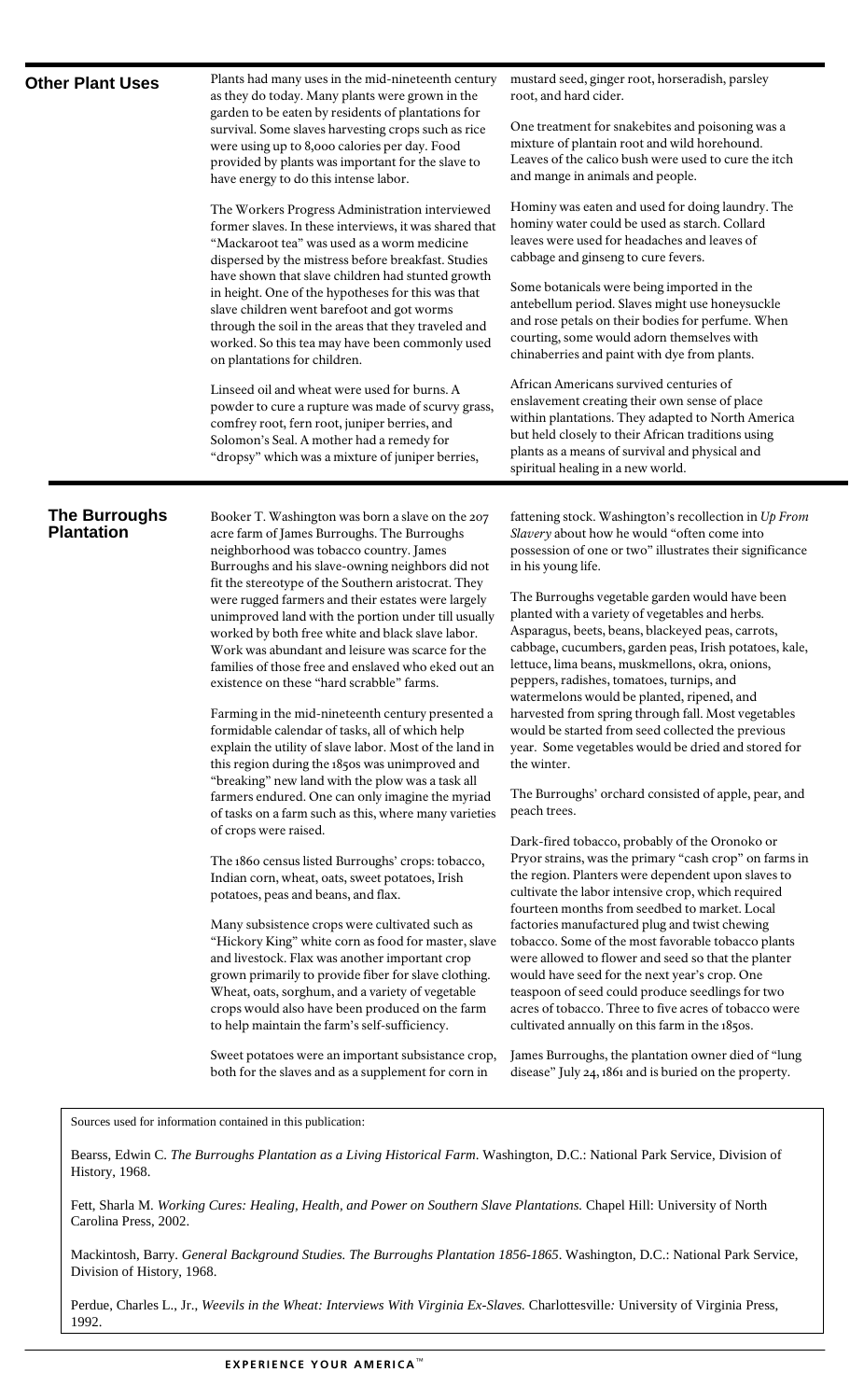## Other Plant Uses

Plants had many uses in the mid-nineteenth century as they do today. Many plants were grown in the garden to be eaten by residents of plantations for survival. Some slaves harvesting crops such as rice were using up to 8,000 calories per day. Food provided by plants was important for the slave to have energy to do this intense labor.

The Workers Progress Administration interviewed former slaves. In these interviews, it was shared that "Mackaroot tea" was used as a worm medicine dispersed by the mistress before breakfast. Studies have shown that slave children had stunted growth in height. One of the hypotheses for this was that slave children went barefoot and got worms through the soil in the areas that they traveled and worked. So this tea may have been commonly used on plantations for children.

Linseed oil and wheat were used for burns. A powder to cure a rupture was made of scurvy grass, comfrey root, fern root, juniper berries, and Solomon's Seal. A mother had a remedy for "dropsy" which was a mixture of juniper berries, mustard seed, ginger root, horseradish, parsley root, and hard cider.

One treatment for snakebites and poisoning was a mixture of plantain root and wild horehound. Leaves of the calico bush were used to cure the itch and mange in animals and people.

Hominy was eaten and used for doing laundry. The hominy water could be used as starch. Collard leaves were used for headaches and leaves of cabbage and ginseng to cure fevers.

Some botanicals were being imported in the antebellum period. Slaves might use honeysuckle and rose petals on their bodies for perfume. When courting, some would adorn themselves with chinaberries and paint with dye from plants.

African Americans survived centuries of enslavement creating their own sense of place within plantations. They adapted to North America but held closely to their African traditions using plants as a means of survival and physical and spiritual healing in a new world.

## The Burroughs Plantation

Booker T. Washington was born a slave on the 207 acre farm of James Burroughs. The Burroughs neighborhood was tobacco country. James Burroughs and his slave-owning neighbors did not fit the stereotype of the Southern aristocrat. They were rugged farmers and their estates were largely unimproved land with the portion under till usually worked by both free white and black slave labor. Work was abundant and leisure was scarce for the families of those free and enslaved who eked out an existence on these "hard scrabble" farms.

Farming in the mid-nineteenth century presented a formidable calendar of tasks, all of which help explain the utility of slave labor. Most of the land in this region during the 1850s was unimproved and "breaking" new land with the plow was a task all farmers endured. One can only imagine the myriad of tasks on a farm such as this, where many varieties of crops were raised.

The 1860 census listed Burroughs' crops: tobacco, Indian corn, wheat, oats, sweet potatoes, Irish potatoes, peas and beans, and flax.

Many subsistence crops were cultivated such as "Hickory King" white corn as food for master, slave and livestock. Flax was another important crop grown primarily to provide fiber for slave clothing. Wheat, oats, sorghum, and a variety of vegetable crops would also have been produced on the farm to help maintain the farm's self-sufficiency.

Sweet potatoes were an important subsistance crop, both for the slaves and as a supplement for corn in fattening stock. Washington's recollection in *Up From Slavery* about how he would "often come into possession of one or two" illustrates their significance in his young life.

The Burroughs vegetable garden would have been planted with a variety of vegetables and herbs. Asparagus, beets, beans, blackeyed peas, carrots, cabbage, cucumbers, garden peas, Irish potatoes, kale, lettuce, lima beans, muskmellons, okra, onions, peppers, radishes, tomatoes, turnips, and watermelons would be planted, ripened, and harvested from spring through fall. Most vegetables would be started from seed collected the previous year. Some vegetables would be dried and stored for the winter.

The Burroughs' orchard consisted of apple, pear, and peach trees.

Dark-fired tobacco, probably of the Oronoko or Pryor strains, was the primary "cash crop" on farms in the region. Planters were dependent upon slaves to cultivate the labor intensive crop, which required fourteen months from seedbed to market. Local factories manufactured plug and twist chewing tobacco. Some of the most favorable tobacco plants were allowed to flower and seed so that the planter would have seed for the next year's crop. One teaspoon of seed could produce seedlings for two acres of tobacco. Three to five acres of tobacco were cultivated annually on this farm in the 1850s.

James Burroughs, the plantation owner died of "lung disease" July 24, 1861 and is buried on the property.

Sources used for information contained in this publication:

Bearss, Edwin C. *The Burroughs Plantation as a Living Historical Farm*. Washington, D.C.: National Park Service, Division of History, 1968.

Fett, Sharla M. *Working Cures: Healing, Health, and Power on Southern Slave Plantations.* Chapel Hill: University of North Carolina Press, 2002.

Mackintosh, Barry. *General Background Studies. The Burroughs Plantation 1856-1865*. Washington, D.C.: National Park Service, Division of History, 1968.

Perdue, Charles L., Jr., *Weevils in the Wheat: Interviews With Virginia Ex-Slaves.* Charlottesville: University of Virginia Press, 1992.